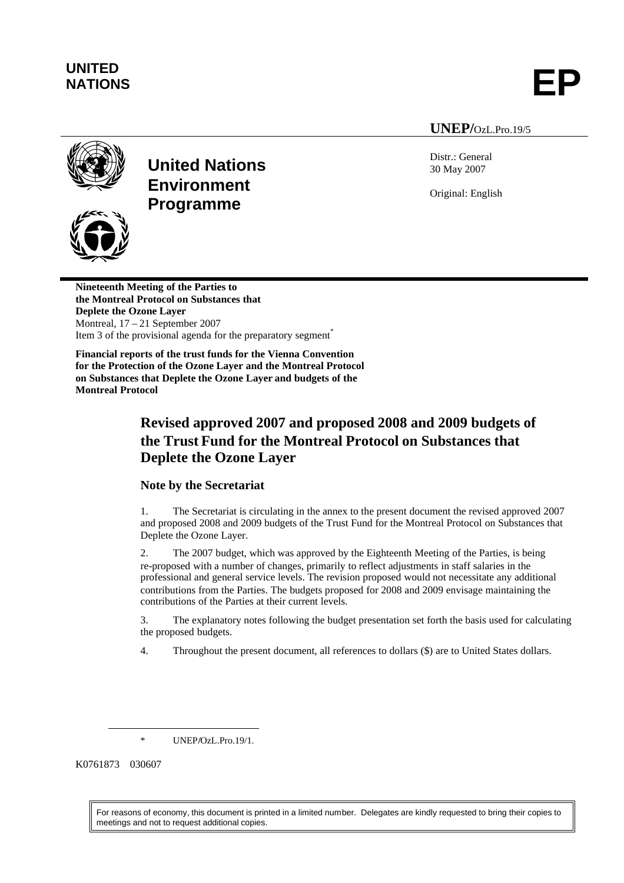**UNITED NATIONS** **EP**

**UNEP/**OzL.Pro.19/5

# United Nations Environment Programme

Distr.: General
30 May 2007

Original: English

**Nineteenth Meeting of the Parties to the Montreal Protocol on Substances that Deplete the Ozone Layer**
Montreal, 17 – 21 September 2007
Item 3 of the provisional agenda for the preparatory segment*

**Financial reports of the trust funds for the Vienna Convention for the Protection of the Ozone Layer and the Montreal Protocol on Substances that Deplete the Ozone Layer and budgets of the Montreal Protocol**

## Revised approved 2007 and proposed 2008 and 2009 budgets of the Trust Fund for the Montreal Protocol on Substances that Deplete the Ozone Layer

### Note by the Secretariat

1. The Secretariat is circulating in the annex to the present document the revised approved 2007 and proposed 2008 and 2009 budgets of the Trust Fund for the Montreal Protocol on Substances that Deplete the Ozone Layer.

2. The 2007 budget, which was approved by the Eighteenth Meeting of the Parties, is being re-proposed with a number of changes, primarily to reflect adjustments in staff salaries in the professional and general service levels. The revision proposed would not necessitate any additional contributions from the Parties. The budgets proposed for 2008 and 2009 envisage maintaining the contributions of the Parties at their current levels.

3. The explanatory notes following the budget presentation set forth the basis used for calculating the proposed budgets.

4. Throughout the present document, all references to dollars ($) are to United States dollars.

\* UNEP/OzL.Pro.19/1.

K0761873 030607

For reasons of economy, this document is printed in a limited number. Delegates are kindly requested to bring their copies to meetings and not to request additional copies.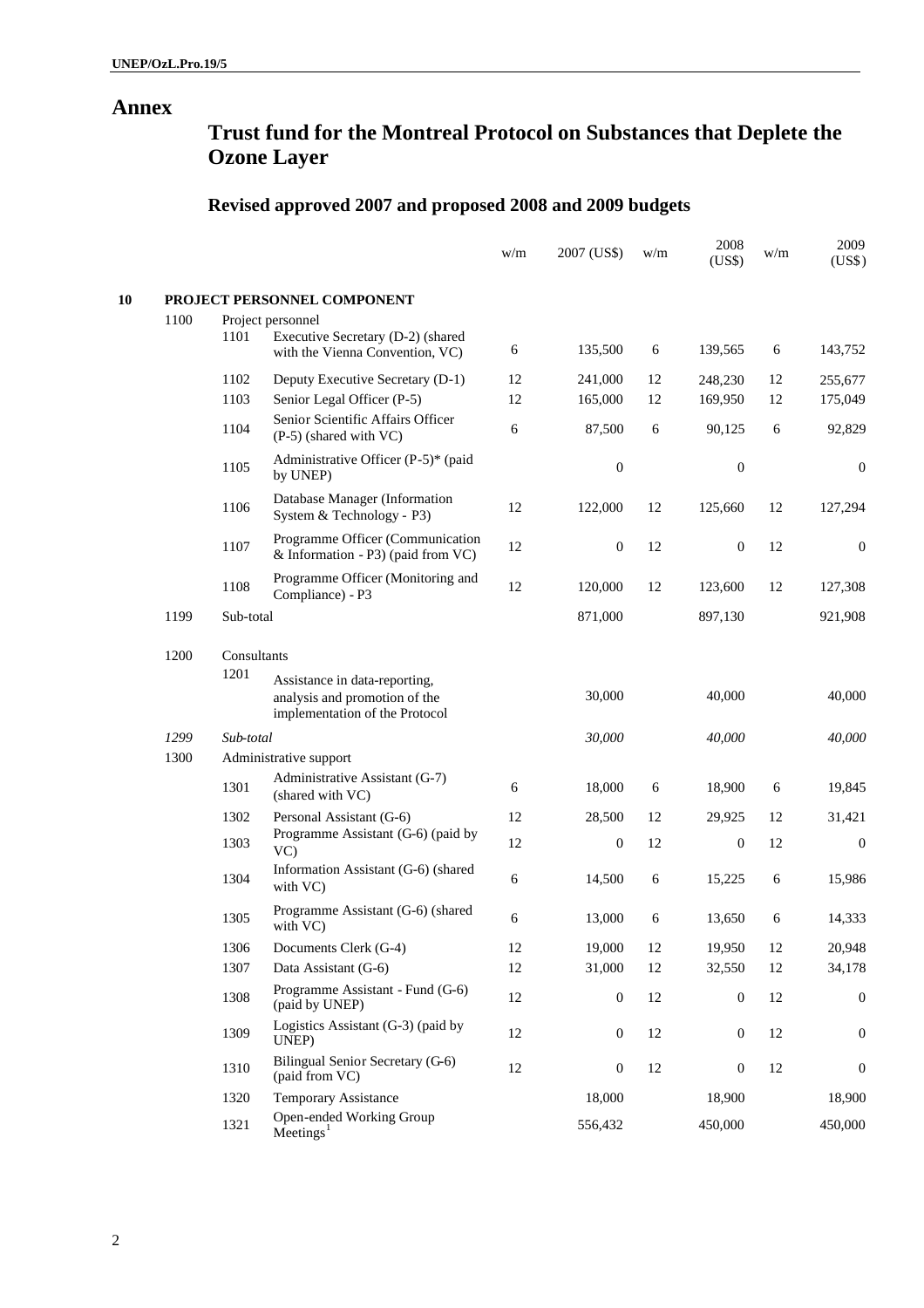# Annex

## Trust fund for the Montreal Protocol on Substances that Deplete the Ozone Layer

### Revised approved 2007 and proposed 2008 and 2009 budgets

| | | | | w/m | 2007 (US$) | w/m | 2008 (US$) | w/m | 2009 (US$) |
|---|---|---|---|---|---|---|---|---|---|
| **10** | **PROJECT PERSONNEL COMPONENT** | | | | | | | | |
| | 1100 | Project personnel | | | | | | | |
| | | 1101 | Executive Secretary (D-2) (shared with the Vienna Convention, VC) | 6 | 135,500 | 6 | 139,565 | 6 | 143,752 |
| | | 1102 | Deputy Executive Secretary (D-1) | 12 | 241,000 | 12 | 248,230 | 12 | 255,677 |
| | | 1103 | Senior Legal Officer (P-5) | 12 | 165,000 | 12 | 169,950 | 12 | 175,049 |
| | | 1104 | Senior Scientific Affairs Officer (P-5) (shared with VC) | 6 | 87,500 | 6 | 90,125 | 6 | 92,829 |
| | | 1105 | Administrative Officer (P-5)* (paid by UNEP) | | 0 | | 0 | | 0 |
| | | 1106 | Database Manager (Information System & Technology - P3) | 12 | 122,000 | 12 | 125,660 | 12 | 127,294 |
| | | 1107 | Programme Officer (Communication & Information - P3) (paid from VC) | 12 | 0 | 12 | 0 | 12 | 0 |
| | | 1108 | Programme Officer (Monitoring and Compliance) - P3 | 12 | 120,000 | 12 | 123,600 | 12 | 127,308 |
| | 1199 | Sub-total | | | 871,000 | | 897,130 | | 921,908 |
| | 1200 | Consultants | | | | | | | |
| | | 1201 | Assistance in data-reporting, analysis and promotion of the implementation of the Protocol | | 30,000 | | 40,000 | | 40,000 |
| | *1299* | *Sub-total* | | | *30,000* | | *40,000* | | *40,000* |
| | 1300 | Administrative support | | | | | | | |
| | | 1301 | Administrative Assistant (G-7) (shared with VC) | 6 | 18,000 | 6 | 18,900 | 6 | 19,845 |
| | | 1302 | Personal Assistant (G-6) | 12 | 28,500 | 12 | 29,925 | 12 | 31,421 |
| | | 1303 | Programme Assistant (G-6) (paid by VC) | 12 | 0 | 12 | 0 | 12 | 0 |
| | | 1304 | Information Assistant (G-6) (shared with VC) | 6 | 14,500 | 6 | 15,225 | 6 | 15,986 |
| | | 1305 | Programme Assistant (G-6) (shared with VC) | 6 | 13,000 | 6 | 13,650 | 6 | 14,333 |
| | | 1306 | Documents Clerk (G-4) | 12 | 19,000 | 12 | 19,950 | 12 | 20,948 |
| | | 1307 | Data Assistant (G-6) | 12 | 31,000 | 12 | 32,550 | 12 | 34,178 |
| | | 1308 | Programme Assistant - Fund (G-6) (paid by UNEP) | 12 | 0 | 12 | 0 | 12 | 0 |
| | | 1309 | Logistics Assistant (G-3) (paid by UNEP) | 12 | 0 | 12 | 0 | 12 | 0 |
| | | 1310 | Bilingual Senior Secretary (G-6) (paid from VC) | 12 | 0 | 12 | 0 | 12 | 0 |
| | | 1320 | Temporary Assistance | | 18,000 | | 18,900 | | 18,900 |
| | | 1321 | Open-ended Working Group Meetings[1] | | 556,432 | | 450,000 | | 450,000 |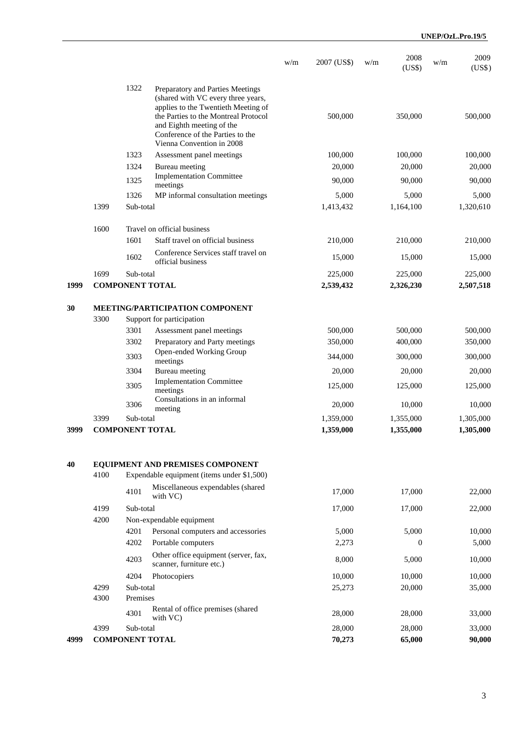| | | | | w/m | 2007 (US$) | w/m | 2008 (US$) | w/m | 2009 (US$) |
|---|---|---|---|---|---|---|---|---|---|
| | | 1322 | Preparatory and Parties Meetings (shared with VC every three years, applies to the Twentieth Meeting of the Parties to the Montreal Protocol and Eighth meeting of the Conference of the Parties to the Vienna Convention in 2008 | | 500,000 | | 350,000 | | 500,000 |
| | | 1323 | Assessment panel meetings | | 100,000 | | 100,000 | | 100,000 |
| | | 1324 | Bureau meeting | | 20,000 | | 20,000 | | 20,000 |
| | | 1325 | Implementation Committee meetings | | 90,000 | | 90,000 | | 90,000 |
| | | 1326 | MP informal consultation meetings | | 5,000 | | 5,000 | | 5,000 |
| | 1399 | Sub-total | | | 1,413,432 | | 1,164,100 | | 1,320,610 |
| | 1600 | Travel on official business | | | | | | | |
| | | 1601 | Staff travel on official business | | 210,000 | | 210,000 | | 210,000 |
| | | 1602 | Conference Services staff travel on official business | | 15,000 | | 15,000 | | 15,000 |
| | 1699 | Sub-total | | | 225,000 | | 225,000 | | 225,000 |
| **1999** | **COMPONENT TOTAL** | | | | **2,539,432** | | **2,326,230** | | **2,507,518** |
| **30** | **MEETING/PARTICIPATION COMPONENT** | | | | | | | | |
| | 3300 | Support for participation | | | | | | | |
| | | 3301 | Assessment panel meetings | | 500,000 | | 500,000 | | 500,000 |
| | | 3302 | Preparatory and Party meetings | | 350,000 | | 400,000 | | 350,000 |
| | | 3303 | Open-ended Working Group meetings | | 344,000 | | 300,000 | | 300,000 |
| | | 3304 | Bureau meeting | | 20,000 | | 20,000 | | 20,000 |
| | | 3305 | Implementation Committee meetings | | 125,000 | | 125,000 | | 125,000 |
| | | 3306 | Consultations in an informal meeting | | 20,000 | | 10,000 | | 10,000 |
| | 3399 | Sub-total | | | 1,359,000 | | 1,355,000 | | 1,305,000 |
| **3999** | **COMPONENT TOTAL** | | | | **1,359,000** | | **1,355,000** | | **1,305,000** |
| **40** | **EQUIPMENT AND PREMISES COMPONENT** | | | | | | | | |
| | 4100 | Expendable equipment (items under $1,500) | | | | | | | |
| | | 4101 | Miscellaneous expendables (shared with VC) | | 17,000 | | 17,000 | | 22,000 |
| | 4199 | Sub-total | | | 17,000 | | 17,000 | | 22,000 |
| | 4200 | Non-expendable equipment | | | | | | | |
| | | 4201 | Personal computers and accessories | | 5,000 | | 5,000 | | 10,000 |
| | | 4202 | Portable computers | | 2,273 | | 0 | | 5,000 |
| | | 4203 | Other office equipment (server, fax, scanner, furniture etc.) | | 8,000 | | 5,000 | | 10,000 |
| | | 4204 | Photocopiers | | 10,000 | | 10,000 | | 10,000 |
| | 4299 | Sub-total | | | 25,273 | | 20,000 | | 35,000 |
| | 4300 | Premises | | | | | | | |
| | | 4301 | Rental of office premises (shared with VC) | | 28,000 | | 28,000 | | 33,000 |
| | 4399 | Sub-total | | | 28,000 | | 28,000 | | 33,000 |
| **4999** | **COMPONENT TOTAL** | | | | **70,273** | | **65,000** | | **90,000** |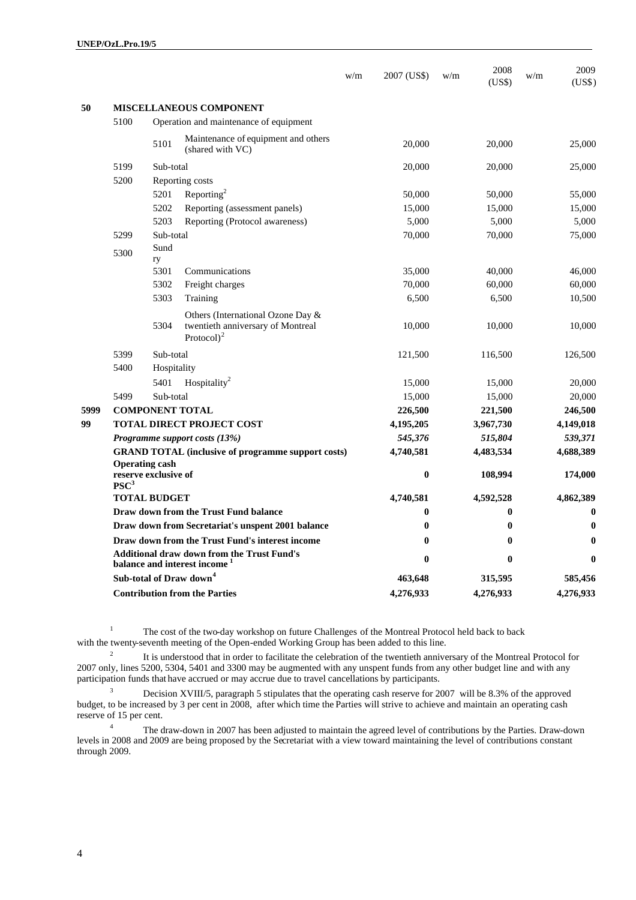| | | | | w/m | 2007 (US$) | w/m | 2008 (US$) | w/m | 2009 (US$) |
|---|---|---|---|---|---|---|---|---|---|
| **50** | **MISCELLANEOUS COMPONENT** | | | | | | | | |
| | 5100 | Operation and maintenance of equipment | | | | | | | |
| | | 5101 | Maintenance of equipment and others (shared with VC) | | 20,000 | | 20,000 | | 25,000 |
| | 5199 | Sub-total | | | 20,000 | | 20,000 | | 25,000 |
| | 5200 | Reporting costs | | | | | | | |
| | | 5201 | Reporting[2] | | 50,000 | | 50,000 | | 55,000 |
| | | 5202 | Reporting (assessment panels) | | 15,000 | | 15,000 | | 15,000 |
| | | 5203 | Reporting (Protocol awareness) | | 5,000 | | 5,000 | | 5,000 |
| | 5299 | Sub-total | | | 70,000 | | 70,000 | | 75,000 |
| | 5300 | Sundry | | | | | | | |
| | | 5301 | Communications | | 35,000 | | 40,000 | | 46,000 |
| | | 5302 | Freight charges | | 70,000 | | 60,000 | | 60,000 |
| | | 5303 | Training | | 6,500 | | 6,500 | | 10,500 |
| | | 5304 | Others (International Ozone Day & twentieth anniversary of Montreal Protocol)[2] | | 10,000 | | 10,000 | | 10,000 |
| | 5399 | Sub-total | | | 121,500 | | 116,500 | | 126,500 |
| | 5400 | Hospitality | | | | | | | |
| | | 5401 | Hospitality[2] | | 15,000 | | 15,000 | | 20,000 |
| | 5499 | Sub-total | | | 15,000 | | 15,000 | | 20,000 |
| **5999** | **COMPONENT TOTAL** | | | | **226,500** | | **221,500** | | **246,500** |
| **99** | **TOTAL DIRECT PROJECT COST** | | | | **4,195,205** | | **3,967,730** | | **4,149,018** |
| | ***Programme support costs (13%)*** | | | | ***545,376*** | | ***515,804*** | | ***539,371*** |
| | **GRAND TOTAL (inclusive of programme support costs)** | | | | **4,740,581** | | **4,483,534** | | **4,688,389** |
| | **Operating cash reserve exclusive of PSC[3]** | | | | **0** | | **108,994** | | **174,000** |
| | **TOTAL BUDGET** | | | | **4,740,581** | | **4,592,528** | | **4,862,389** |
| | **Draw down from the Trust Fund balance** | | | | **0** | | **0** | | **0** |
| | **Draw down from Secretariat's unspent 2001 balance** | | | | **0** | | **0** | | **0** |
| | **Draw down from the Trust Fund's interest income** | | | | **0** | | **0** | | **0** |
| | **Additional draw down from the Trust Fund's balance and interest income [1]** | | | | **0** | | **0** | | **0** |
| | **Sub-total of Draw down[4]** | | | | **463,648** | | **315,595** | | **585,456** |
| | **Contribution from the Parties** | | | | **4,276,933** | | **4,276,933** | | **4,276,933** |

[1] The cost of the two-day workshop on future Challenges of the Montreal Protocol held back to back with the twenty-seventh meeting of the Open-ended Working Group has been added to this line.

[2] It is understood that in order to facilitate the celebration of the twentieth anniversary of the Montreal Protocol for 2007 only, lines 5200, 5304, 5401 and 3300 may be augmented with any unspent funds from any other budget line and with any participation funds that have accrued or may accrue due to travel cancellations by participants.

[3] Decision XVIII/5, paragraph 5 stipulates that the operating cash reserve for 2007 will be 8.3% of the approved budget, to be increased by 3 per cent in 2008, after which time the Parties will strive to achieve and maintain an operating cash reserve of 15 per cent.

[4] The draw-down in 2007 has been adjusted to maintain the agreed level of contributions by the Parties. Draw-down levels in 2008 and 2009 are being proposed by the Secretariat with a view toward maintaining the level of contributions constant through 2009.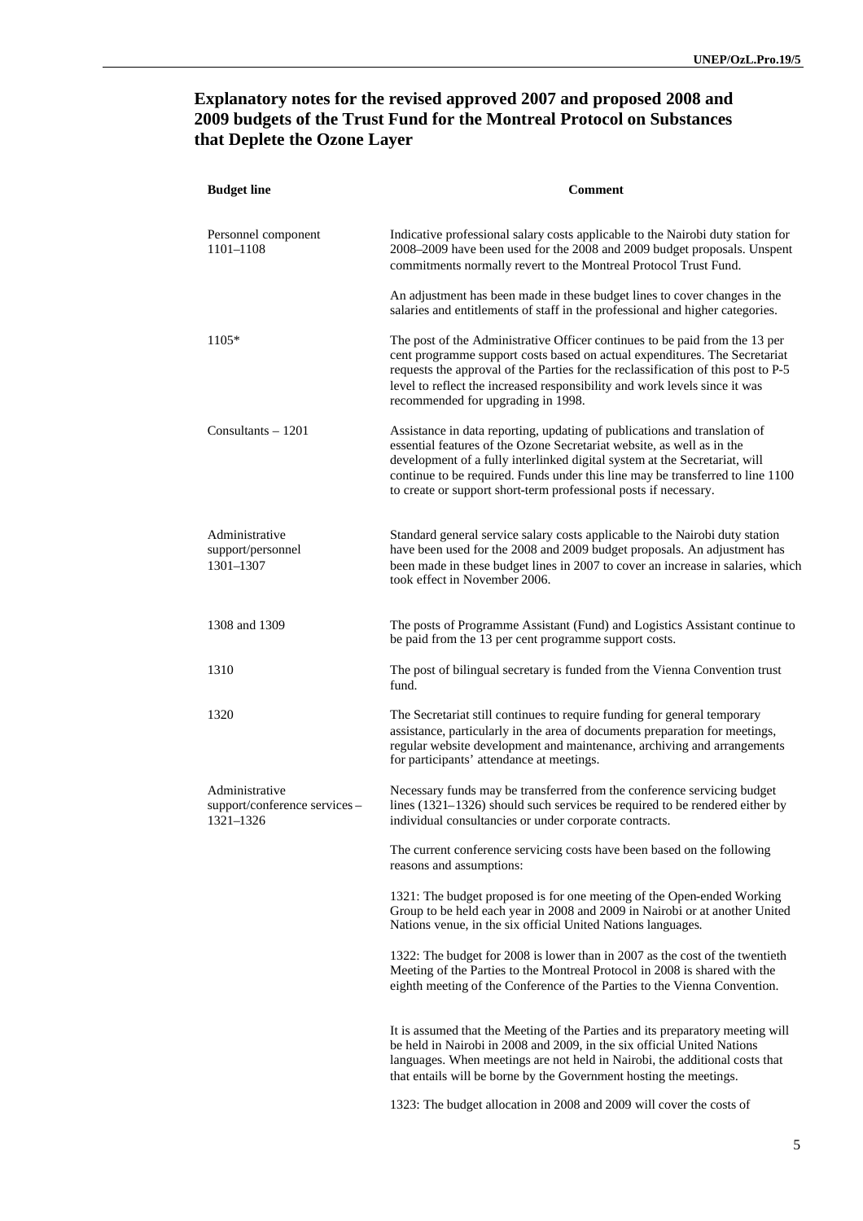## Explanatory notes for the revised approved 2007 and proposed 2008 and 2009 budgets of the Trust Fund for the Montreal Protocol on Substances that Deplete the Ozone Layer

| Budget line | Comment |
|---|---|
| Personnel component 1101–1108 | Indicative professional salary costs applicable to the Nairobi duty station for 2008–2009 have been used for the 2008 and 2009 budget proposals. Unspent commitments normally revert to the Montreal Protocol Trust Fund. |
| | An adjustment has been made in these budget lines to cover changes in the salaries and entitlements of staff in the professional and higher categories. |
| 1105* | The post of the Administrative Officer continues to be paid from the 13 per cent programme support costs based on actual expenditures. The Secretariat requests the approval of the Parties for the reclassification of this post to P-5 level to reflect the increased responsibility and work levels since it was recommended for upgrading in 1998. |
| Consultants – 1201 | Assistance in data reporting, updating of publications and translation of essential features of the Ozone Secretariat website, as well as in the development of a fully interlinked digital system at the Secretariat, will continue to be required. Funds under this line may be transferred to line 1100 to create or support short-term professional posts if necessary. |
| Administrative support/personnel 1301–1307 | Standard general service salary costs applicable to the Nairobi duty station have been used for the 2008 and 2009 budget proposals. An adjustment has been made in these budget lines in 2007 to cover an increase in salaries, which took effect in November 2006. |
| 1308 and 1309 | The posts of Programme Assistant (Fund) and Logistics Assistant continue to be paid from the 13 per cent programme support costs. |
| 1310 | The post of bilingual secretary is funded from the Vienna Convention trust fund. |
| 1320 | The Secretariat still continues to require funding for general temporary assistance, particularly in the area of documents preparation for meetings, regular website development and maintenance, archiving and arrangements for participants' attendance at meetings. |
| Administrative support/conference services – 1321–1326 | Necessary funds may be transferred from the conference servicing budget lines (1321–1326) should such services be required to be rendered either by individual consultancies or under corporate contracts. |
| | The current conference servicing costs have been based on the following reasons and assumptions: |
| | 1321: The budget proposed is for one meeting of the Open-ended Working Group to be held each year in 2008 and 2009 in Nairobi or at another United Nations venue, in the six official United Nations languages. |
| | 1322: The budget for 2008 is lower than in 2007 as the cost of the twentieth Meeting of the Parties to the Montreal Protocol in 2008 is shared with the eighth meeting of the Conference of the Parties to the Vienna Convention. |
| | It is assumed that the Meeting of the Parties and its preparatory meeting will be held in Nairobi in 2008 and 2009, in the six official United Nations languages. When meetings are not held in Nairobi, the additional costs that that entails will be borne by the Government hosting the meetings. |
| | 1323: The budget allocation in 2008 and 2009 will cover the costs of |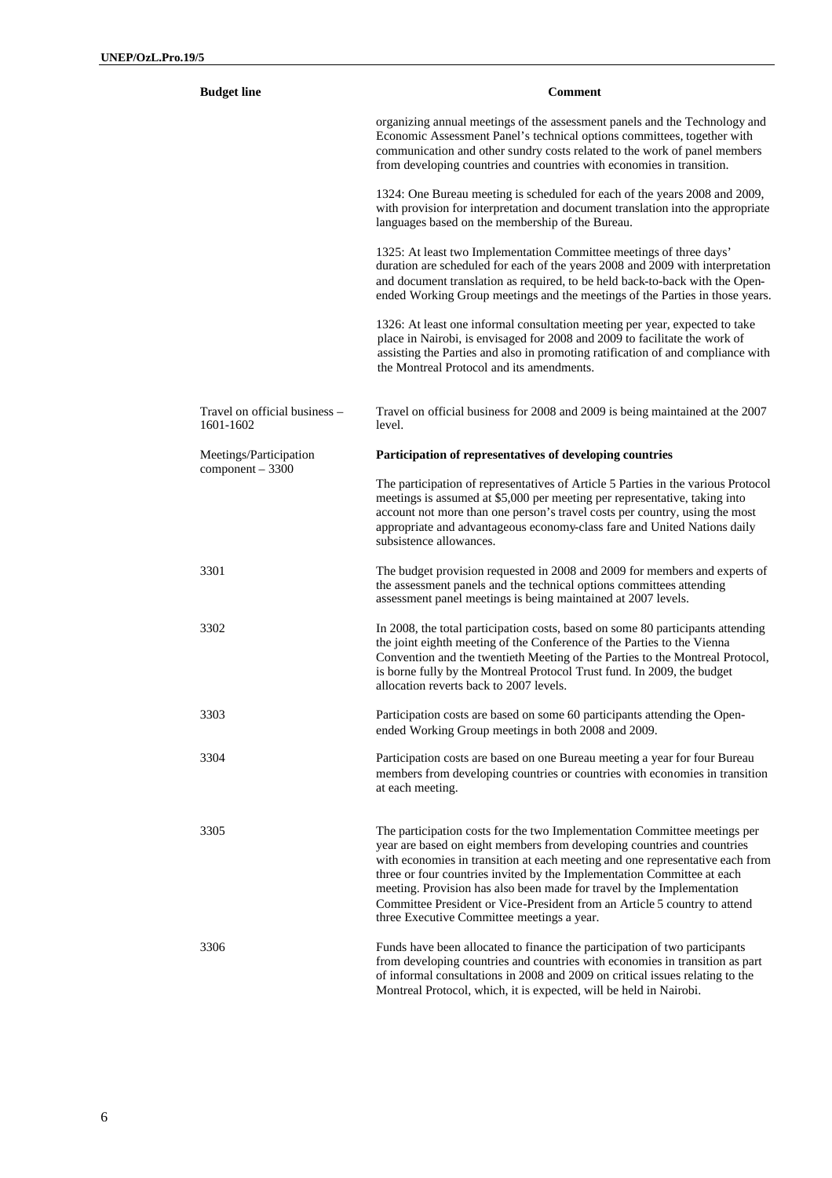| Budget line | Comment |
| --- | --- |
| | organizing annual meetings of the assessment panels and the Technology and Economic Assessment Panel's technical options committees, together with communication and other sundry costs related to the work of panel members from developing countries and countries with economies in transition. |
| | 1324: One Bureau meeting is scheduled for each of the years 2008 and 2009, with provision for interpretation and document translation into the appropriate languages based on the membership of the Bureau. |
| | 1325: At least two Implementation Committee meetings of three days' duration are scheduled for each of the years 2008 and 2009 with interpretation and document translation as required, to be held back-to-back with the Open-ended Working Group meetings and the meetings of the Parties in those years. |
| | 1326: At least one informal consultation meeting per year, expected to take place in Nairobi, is envisaged for 2008 and 2009 to facilitate the work of assisting the Parties and also in promoting ratification of and compliance with the Montreal Protocol and its amendments. |
| Travel on official business – 1601-1602 | Travel on official business for 2008 and 2009 is being maintained at the 2007 level. |
| Meetings/Participation component – 3300 | **Participation of representatives of developing countries** |
| | The participation of representatives of Article 5 Parties in the various Protocol meetings is assumed at $5,000 per meeting per representative, taking into account not more than one person's travel costs per country, using the most appropriate and advantageous economy-class fare and United Nations daily subsistence allowances. |
| 3301 | The budget provision requested in 2008 and 2009 for members and experts of the assessment panels and the technical options committees attending assessment panel meetings is being maintained at 2007 levels. |
| 3302 | In 2008, the total participation costs, based on some 80 participants attending the joint eighth meeting of the Conference of the Parties to the Vienna Convention and the twentieth Meeting of the Parties to the Montreal Protocol, is borne fully by the Montreal Protocol Trust fund. In 2009, the budget allocation reverts back to 2007 levels. |
| 3303 | Participation costs are based on some 60 participants attending the Open-ended Working Group meetings in both 2008 and 2009. |
| 3304 | Participation costs are based on one Bureau meeting a year for four Bureau members from developing countries or countries with economies in transition at each meeting. |
| 3305 | The participation costs for the two Implementation Committee meetings per year are based on eight members from developing countries and countries with economies in transition at each meeting and one representative each from three or four countries invited by the Implementation Committee at each meeting. Provision has also been made for travel by the Implementation Committee President or Vice-President from an Article 5 country to attend three Executive Committee meetings a year. |
| 3306 | Funds have been allocated to finance the participation of two participants from developing countries and countries with economies in transition as part of informal consultations in 2008 and 2009 on critical issues relating to the Montreal Protocol, which, it is expected, will be held in Nairobi. |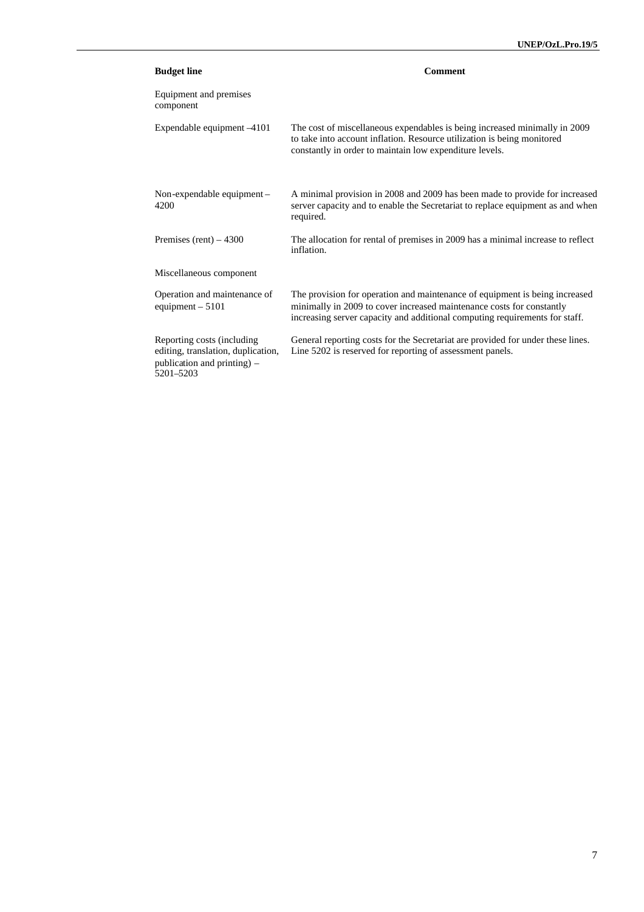| Budget line | Comment |
|---|---|
| Equipment and premises component | |
| Expendable equipment –4101 | The cost of miscellaneous expendables is being increased minimally in 2009 to take into account inflation. Resource utilization is being monitored constantly in order to maintain low expenditure levels. |
| Non-expendable equipment – 4200 | A minimal provision in 2008 and 2009 has been made to provide for increased server capacity and to enable the Secretariat to replace equipment as and when required. |
| Premises (rent) – 4300 | The allocation for rental of premises in 2009 has a minimal increase to reflect inflation. |
| Miscellaneous component | |
| Operation and maintenance of equipment – 5101 | The provision for operation and maintenance of equipment is being increased minimally in 2009 to cover increased maintenance costs for constantly increasing server capacity and additional computing requirements for staff. |
| Reporting costs (including editing, translation, duplication, publication and printing) – 5201–5203 | General reporting costs for the Secretariat are provided for under these lines. Line 5202 is reserved for reporting of assessment panels. |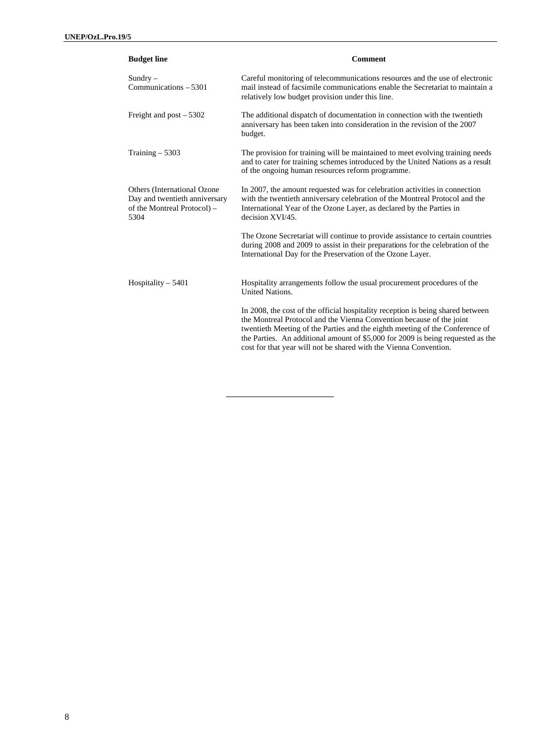| Budget line | Comment |
| --- | --- |
| Sundry – Communications – 5301 | Careful monitoring of telecommunications resources and the use of electronic mail instead of facsimile communications enable the Secretariat to maintain a relatively low budget provision under this line. |
| Freight and post – 5302 | The additional dispatch of documentation in connection with the twentieth anniversary has been taken into consideration in the revision of the 2007 budget. |
| Training – 5303 | The provision for training will be maintained to meet evolving training needs and to cater for training schemes introduced by the United Nations as a result of the ongoing human resources reform programme. |
| Others (International Ozone Day and twentieth anniversary of the Montreal Protocol) – 5304 | In 2007, the amount requested was for celebration activities in connection with the twentieth anniversary celebration of the Montreal Protocol and the International Year of the Ozone Layer, as declared by the Parties in decision XVI/45. |
| | The Ozone Secretariat will continue to provide assistance to certain countries during 2008 and 2009 to assist in their preparations for the celebration of the International Day for the Preservation of the Ozone Layer. |
| Hospitality – 5401 | Hospitality arrangements follow the usual procurement procedures of the United Nations. |
| | In 2008, the cost of the official hospitality reception is being shared between the Montreal Protocol and the Vienna Convention because of the joint twentieth Meeting of the Parties and the eighth meeting of the Conference of the Parties. An additional amount of $5,000 for 2009 is being requested as the cost for that year will not be shared with the Vienna Convention. |

\_\_\_\_\_\_\_\_\_\_\_\_\_\_\_\_\_\_\_\_\_\_\_\_